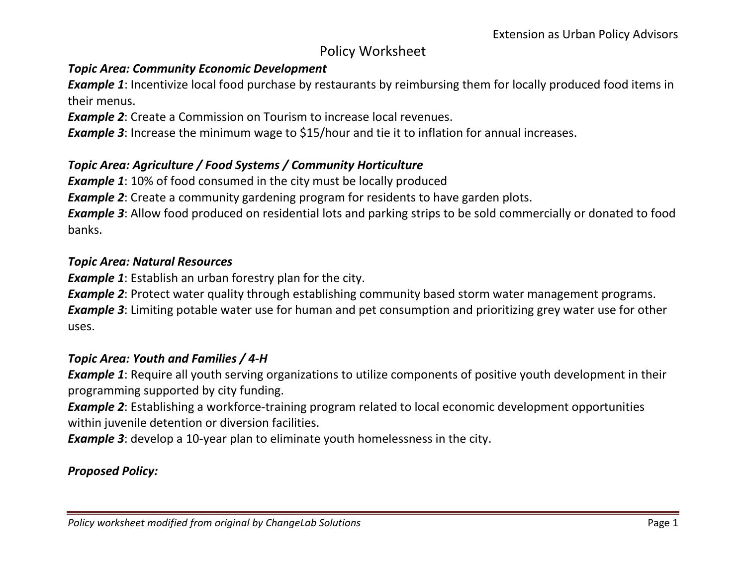# Policy Worksheet

***Topic Area: Community Economic Development***

***Example 1***: Incentivize local food purchase by restaurants by reimbursing them for locally produced food items in their menus.

***Example 2***: Create a Commission on Tourism to increase local revenues.

***Example 3***: Increase the minimum wage to $15/hour and tie it to inflation for annual increases.

***Topic Area: Agriculture / Food Systems / Community Horticulture***

***Example 1***: 10% of food consumed in the city must be locally produced

***Example 2***: Create a community gardening program for residents to have garden plots.

***Example 3***: Allow food produced on residential lots and parking strips to be sold commercially or donated to food banks.

***Topic Area: Natural Resources***

***Example 1***: Establish an urban forestry plan for the city.

***Example 2***: Protect water quality through establishing community based storm water management programs.

***Example 3***: Limiting potable water use for human and pet consumption and prioritizing grey water use for other uses.

***Topic Area: Youth and Families / 4-H***

***Example 1***: Require all youth serving organizations to utilize components of positive youth development in their programming supported by city funding.

***Example 2***: Establishing a workforce-training program related to local economic development opportunities within juvenile detention or diversion facilities.

***Example 3***: develop a 10-year plan to eliminate youth homelessness in the city.

***Proposed Policy:***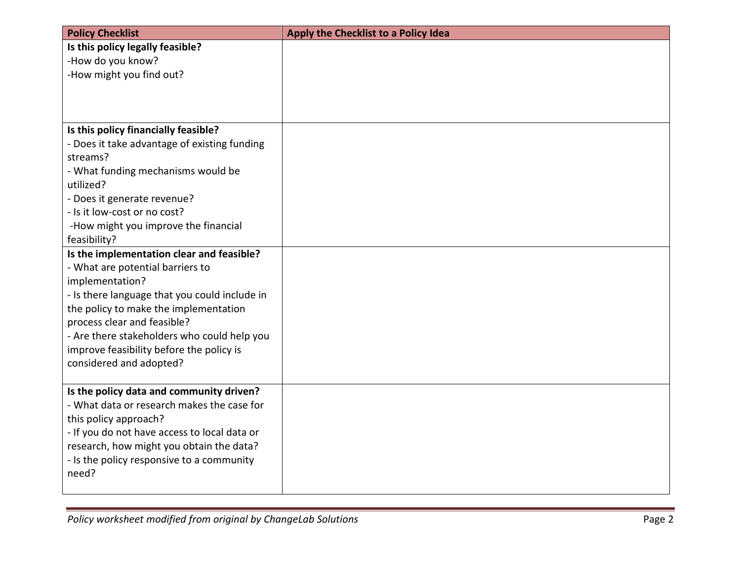| Policy Checklist | Apply the Checklist to a Policy Idea |
|---|---|
| **Is this policy legally feasible?**<br>-How do you know?<br>-How might you find out? | |
| **Is this policy financially feasible?**<br>- Does it take advantage of existing funding streams?<br>- What funding mechanisms would be utilized?<br>- Does it generate revenue?<br>- Is it low-cost or no cost?<br>-How might you improve the financial feasibility? | |
| **Is the implementation clear and feasible?**<br>- What are potential barriers to implementation?<br>- Is there language that you could include in the policy to make the implementation process clear and feasible?<br>- Are there stakeholders who could help you improve feasibility before the policy is considered and adopted? | |
| **Is the policy data and community driven?**<br>- What data or research makes the case for this policy approach?<br>- If you do not have access to local data or research, how might you obtain the data?<br>- Is the policy responsive to a community need? | |

*Policy worksheet modified from original by ChangeLab Solutions*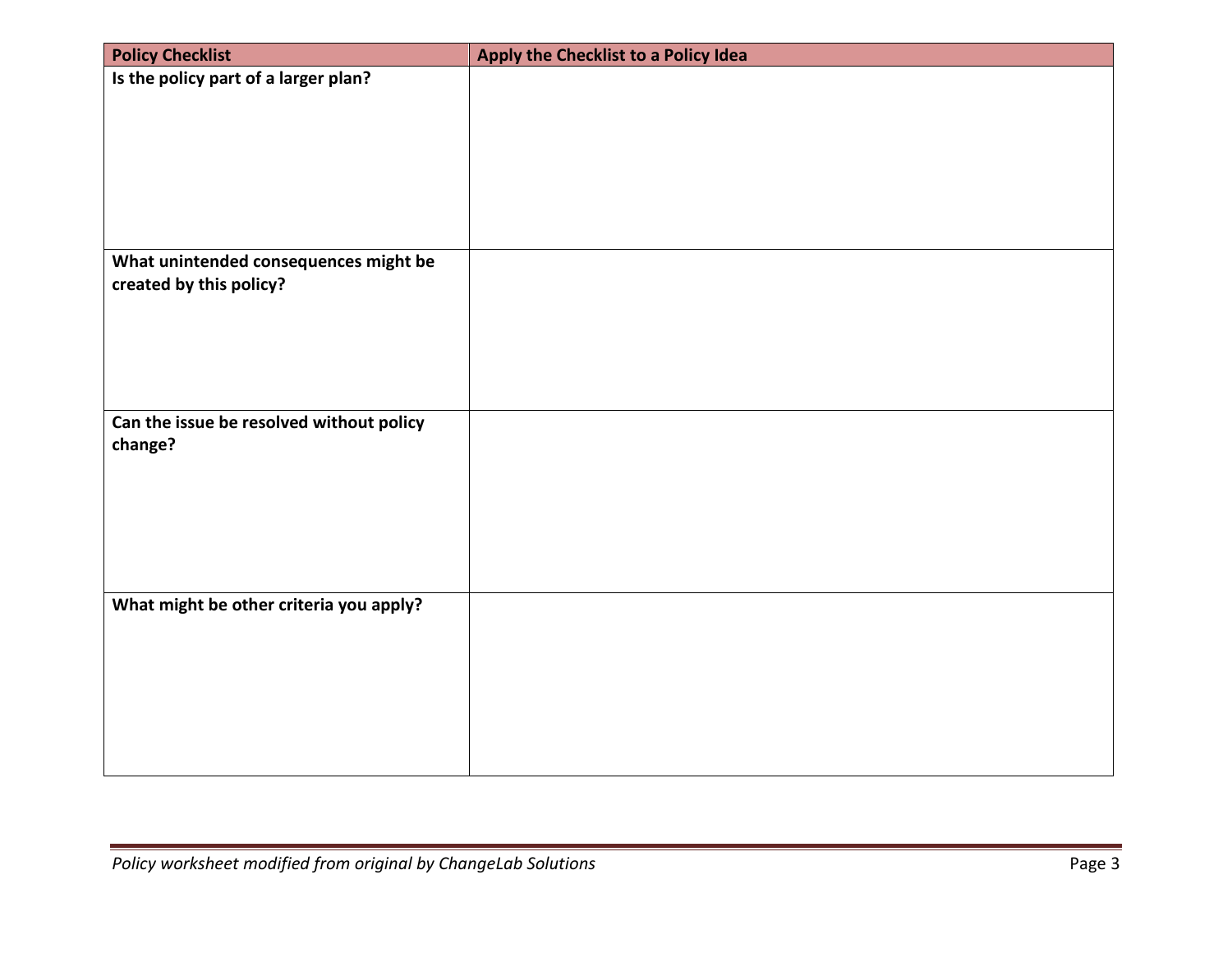| Policy Checklist | Apply the Checklist to a Policy Idea |
| --- | --- |
| **Is the policy part of a larger plan?** | |
| **What unintended consequences might be created by this policy?** | |
| **Can the issue be resolved without policy change?** | |
| **What might be other criteria you apply?** | |

*Policy worksheet modified from original by ChangeLab Solutions*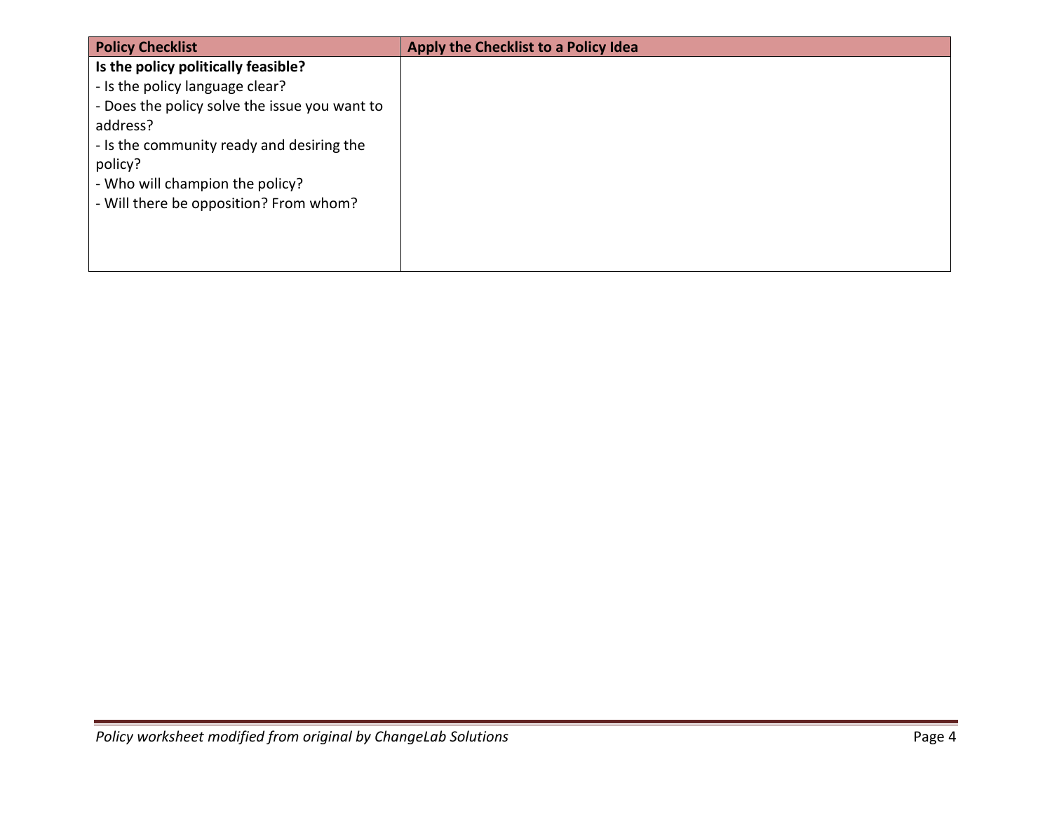| Policy Checklist | Apply the Checklist to a Policy Idea |
|---|---|
| **Is the policy politically feasible?**<br>- Is the policy language clear?<br>- Does the policy solve the issue you want to address?<br>- Is the community ready and desiring the policy?<br>- Who will champion the policy?<br>- Will there be opposition? From whom? | |